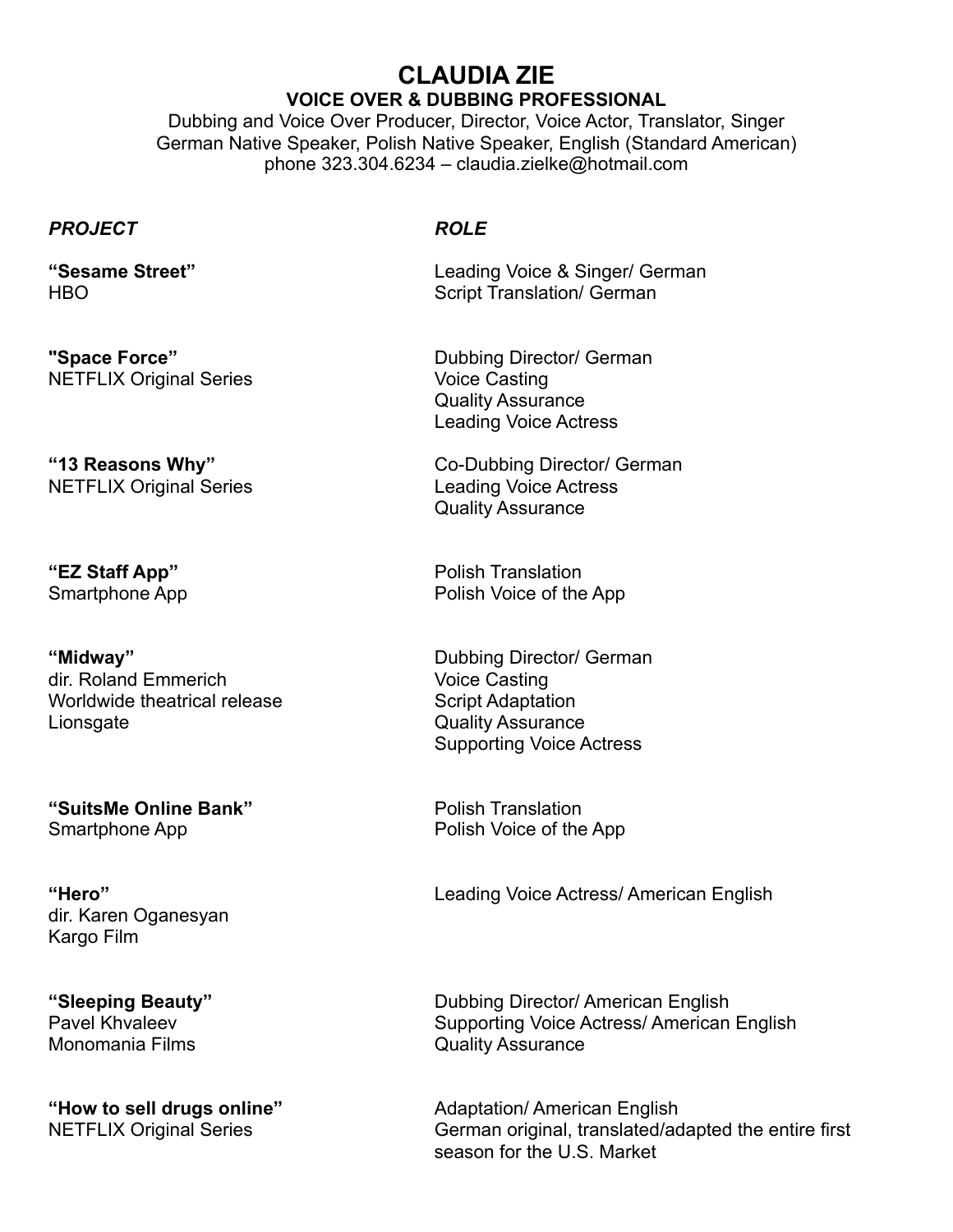# CLAUDIA ZIE

## VOICE OVER & DUBBING PROFESSIONAL

Dubbing and Voice Over Producer, Director, Voice Actor, Translator, Singer
German Native Speaker, Polish Native Speaker, English (Standard American)
phone 323.304.6234 – claudia.zielke@hotmail.com

| ***PROJECT*** | ***ROLE*** |
|---|---|
| **"Sesame Street"**<br>HBO | Leading Voice & Singer/ German<br>Script Translation/ German |
| **"Space Force"**<br>NETFLIX Original Series | Dubbing Director/ German<br>Voice Casting<br>Quality Assurance<br>Leading Voice Actress |
| **"13 Reasons Why"**<br>NETFLIX Original Series | Co-Dubbing Director/ German<br>Leading Voice Actress<br>Quality Assurance |
| **"EZ Staff App"**<br>Smartphone App | Polish Translation<br>Polish Voice of the App |
| **"Midway"**<br>dir. Roland Emmerich<br>Worldwide theatrical release<br>Lionsgate | Dubbing Director/ German<br>Voice Casting<br>Script Adaptation<br>Quality Assurance<br>Supporting Voice Actress |
| **"SuitsMe Online Bank"**<br>Smartphone App | Polish Translation<br>Polish Voice of the App |
| **"Hero"**<br>dir. Karen Oganesyan<br>Kargo Film | Leading Voice Actress/ American English |
| **"Sleeping Beauty"**<br>Pavel Khvaleev<br>Monomania Films | Dubbing Director/ American English<br>Supporting Voice Actress/ American English<br>Quality Assurance |
| **"How to sell drugs online"**<br>NETFLIX Original Series | Adaptation/ American English<br>German original, translated/adapted the entire first season for the U.S. Market |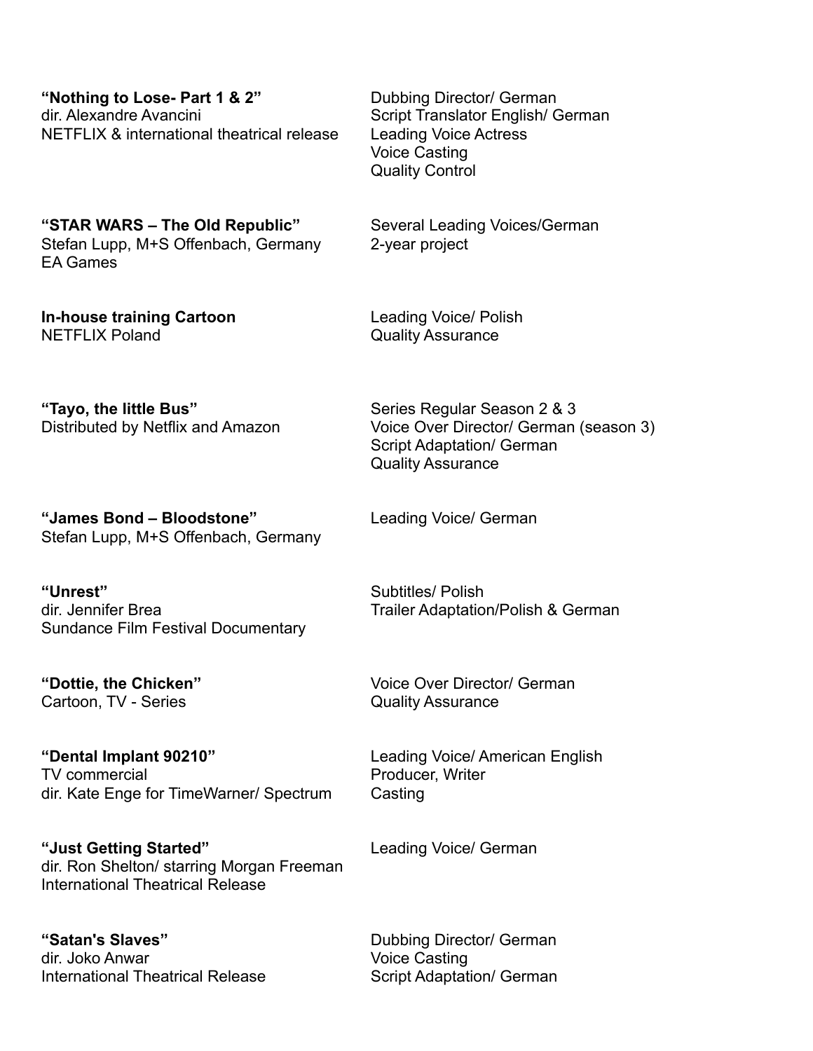**“Nothing to Lose- Part 1 & 2”**
dir. Alexandre Avancini
NETFLIX & international theatrical release

Dubbing Director/ German
Script Translator English/ German
Leading Voice Actress
Voice Casting
Quality Control

**“STAR WARS – The Old Republic”**
Stefan Lupp, M+S Offenbach, Germany
EA Games

Several Leading Voices/German
2-year project

**In-house training Cartoon**
NETFLIX Poland

Leading Voice/ Polish
Quality Assurance

**“Tayo, the little Bus”**
Distributed by Netflix and Amazon

Series Regular Season 2 & 3
Voice Over Director/ German (season 3)
Script Adaptation/ German
Quality Assurance

**“James Bond – Bloodstone”**
Stefan Lupp, M+S Offenbach, Germany

Leading Voice/ German

**“Unrest”**
dir. Jennifer Brea
Sundance Film Festival Documentary

Subtitles/ Polish
Trailer Adaptation/Polish & German

**“Dottie, the Chicken”**
Cartoon, TV - Series

Voice Over Director/ German
Quality Assurance

**“Dental Implant 90210”**
TV commercial
dir. Kate Enge for TimeWarner/ Spectrum

Leading Voice/ American English
Producer, Writer
Casting

**“Just Getting Started”**
dir. Ron Shelton/ starring Morgan Freeman
International Theatrical Release

Leading Voice/ German

**“Satan's Slaves”**
dir. Joko Anwar
International Theatrical Release

Dubbing Director/ German
Voice Casting
Script Adaptation/ German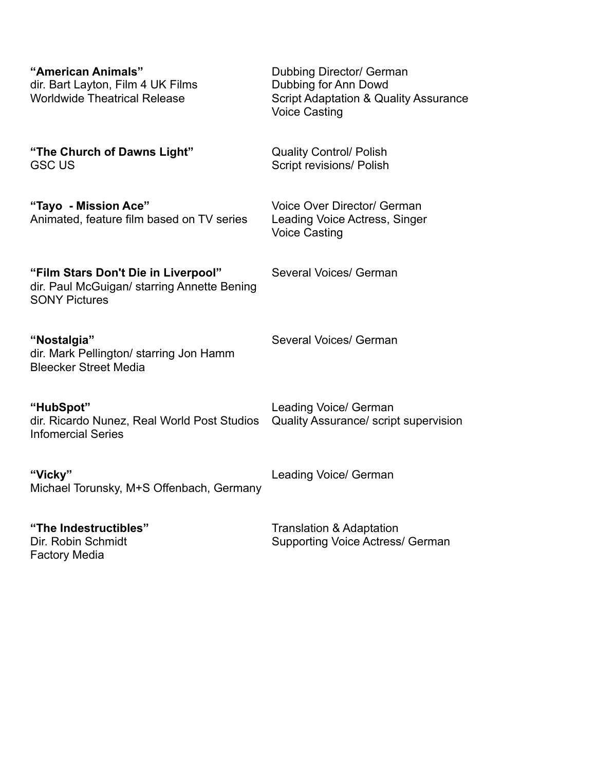**"American Animals"**
dir. Bart Layton, Film 4 UK Films
Worldwide Theatrical Release

Dubbing Director/ German
Dubbing for Ann Dowd
Script Adaptation & Quality Assurance
Voice Casting

**"The Church of Dawns Light"**
GSC US

Quality Control/ Polish
Script revisions/ Polish

**"Tayo - Mission Ace"**
Animated, feature film based on TV series

Voice Over Director/ German
Leading Voice Actress, Singer
Voice Casting

**"Film Stars Don't Die in Liverpool"**
dir. Paul McGuigan/ starring Annette Bening
SONY Pictures

Several Voices/ German

**"Nostalgia"**
dir. Mark Pellington/ starring Jon Hamm
Bleecker Street Media

Several Voices/ German

**"HubSpot"**
dir. Ricardo Nunez, Real World Post Studios
Infomercial Series

Leading Voice/ German
Quality Assurance/ script supervision

**"Vicky"**
Michael Torunsky, M+S Offenbach, Germany

Leading Voice/ German

**"The Indestructibles"**
Dir. Robin Schmidt
Factory Media

Translation & Adaptation
Supporting Voice Actress/ German